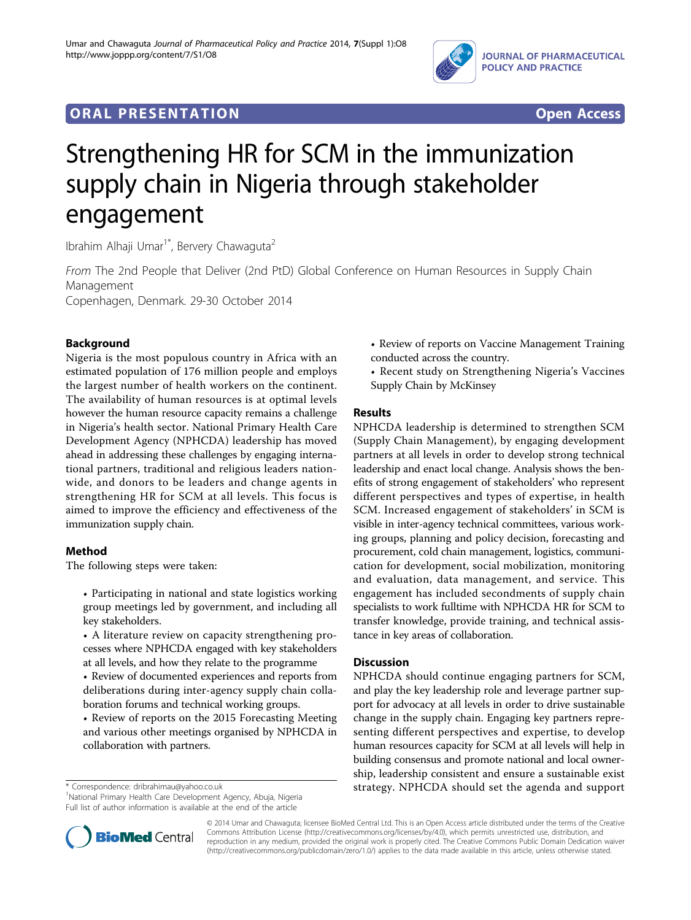ORAL PRESENTATION — Open Access

# Strengthening HR for SCM in the immunization supply chain in Nigeria through stakeholder engagement

Ibrahim Alhaji Umar[1*], Bervery Chawaguta[2]

*From* The 2nd People that Deliver (2nd PtD) Global Conference on Human Resources in Supply Chain Management
Copenhagen, Denmark. 29-30 October 2014

## Background

Nigeria is the most populous country in Africa with an estimated population of 176 million people and employs the largest number of health workers on the continent. The availability of human resources is at optimal levels however the human resource capacity remains a challenge in Nigeria's health sector. National Primary Health Care Development Agency (NPHCDA) leadership has moved ahead in addressing these challenges by engaging international partners, traditional and religious leaders nationwide, and donors to be leaders and change agents in strengthening HR for SCM at all levels. This focus is aimed to improve the efficiency and effectiveness of the immunization supply chain.

## Method

The following steps were taken:

- Participating in national and state logistics working group meetings led by government, and including all key stakeholders.
- A literature review on capacity strengthening processes where NPHCDA engaged with key stakeholders at all levels, and how they relate to the programme
- Review of documented experiences and reports from deliberations during inter-agency supply chain collaboration forums and technical working groups.
- Review of reports on the 2015 Forecasting Meeting and various other meetings organised by NPHCDA in collaboration with partners.
- Review of reports on Vaccine Management Training conducted across the country.
- Recent study on Strengthening Nigeria's Vaccines Supply Chain by McKinsey

## Results

NPHCDA leadership is determined to strengthen SCM (Supply Chain Management), by engaging development partners at all levels in order to develop strong technical leadership and enact local change. Analysis shows the benefits of strong engagement of stakeholders' who represent different perspectives and types of expertise, in health SCM. Increased engagement of stakeholders' in SCM is visible in inter-agency technical committees, various working groups, planning and policy decision, forecasting and procurement, cold chain management, logistics, communication for development, social mobilization, monitoring and evaluation, data management, and service. This engagement has included secondments of supply chain specialists to work fulltime with NPHCDA HR for SCM to transfer knowledge, provide training, and technical assistance in key areas of collaboration.

## Discussion

NPHCDA should continue engaging partners for SCM, and play the key leadership role and leverage partner support for advocacy at all levels in order to drive sustainable change in the supply chain. Engaging key partners representing different perspectives and expertise, to develop human resources capacity for SCM at all levels will help in building consensus and promote national and local ownership, leadership consistent and ensure a sustainable exist strategy. NPHCDA should set the agenda and support

\* Correspondence: dribrahimau@yahoo.co.uk
[1]National Primary Health Care Development Agency, Abuja, Nigeria
Full list of author information is available at the end of the article

© 2014 Umar and Chawaguta; licensee BioMed Central Ltd. This is an Open Access article distributed under the terms of the Creative Commons Attribution License (http://creativecommons.org/licenses/by/4.0), which permits unrestricted use, distribution, and reproduction in any medium, provided the original work is properly cited. The Creative Commons Public Domain Dedication waiver (http://creativecommons.org/publicdomain/zero/1.0/) applies to the data made available in this article, unless otherwise stated.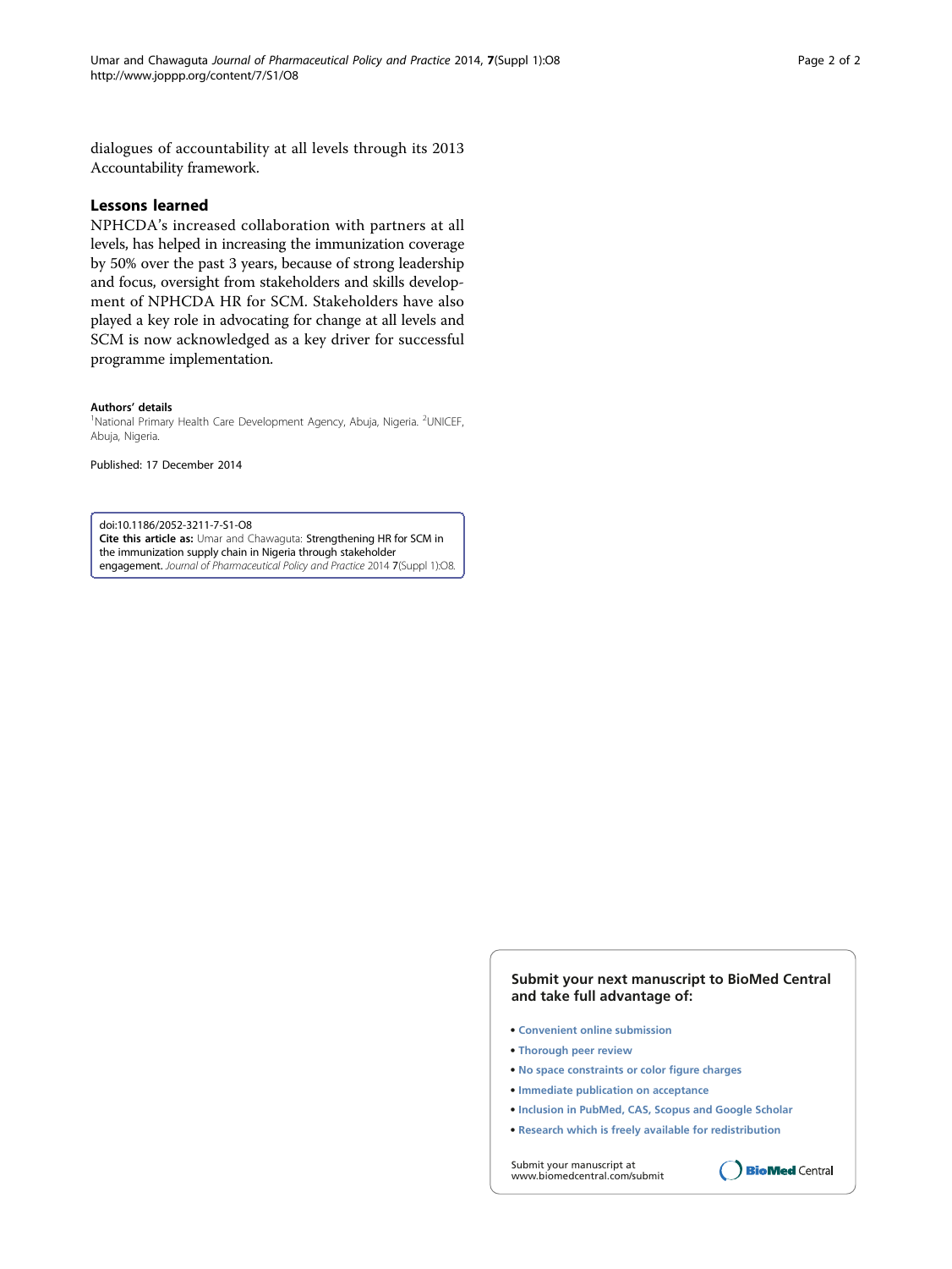dialogues of accountability at all levels through its 2013 Accountability framework.

## Lessons learned

NPHCDA's increased collaboration with partners at all levels, has helped in increasing the immunization coverage by 50% over the past 3 years, because of strong leadership and focus, oversight from stakeholders and skills development of NPHCDA HR for SCM. Stakeholders have also played a key role in advocating for change at all levels and SCM is now acknowledged as a key driver for successful programme implementation.

**Authors' details**

[1]National Primary Health Care Development Agency, Abuja, Nigeria. [2]UNICEF, Abuja, Nigeria.

Published: 17 December 2014

doi:10.1186/2052-3211-7-S1-O8

**Cite this article as:** Umar and Chawaguta: Strengthening HR for SCM in the immunization supply chain in Nigeria through stakeholder engagement. *Journal of Pharmaceutical Policy and Practice* 2014 **7**(Suppl 1):O8.

**Submit your next manuscript to BioMed Central and take full advantage of:**

- Convenient online submission
- Thorough peer review
- No space constraints or color figure charges
- Immediate publication on acceptance
- Inclusion in PubMed, CAS, Scopus and Google Scholar
- Research which is freely available for redistribution

Submit your manuscript at www.biomedcentral.com/submit